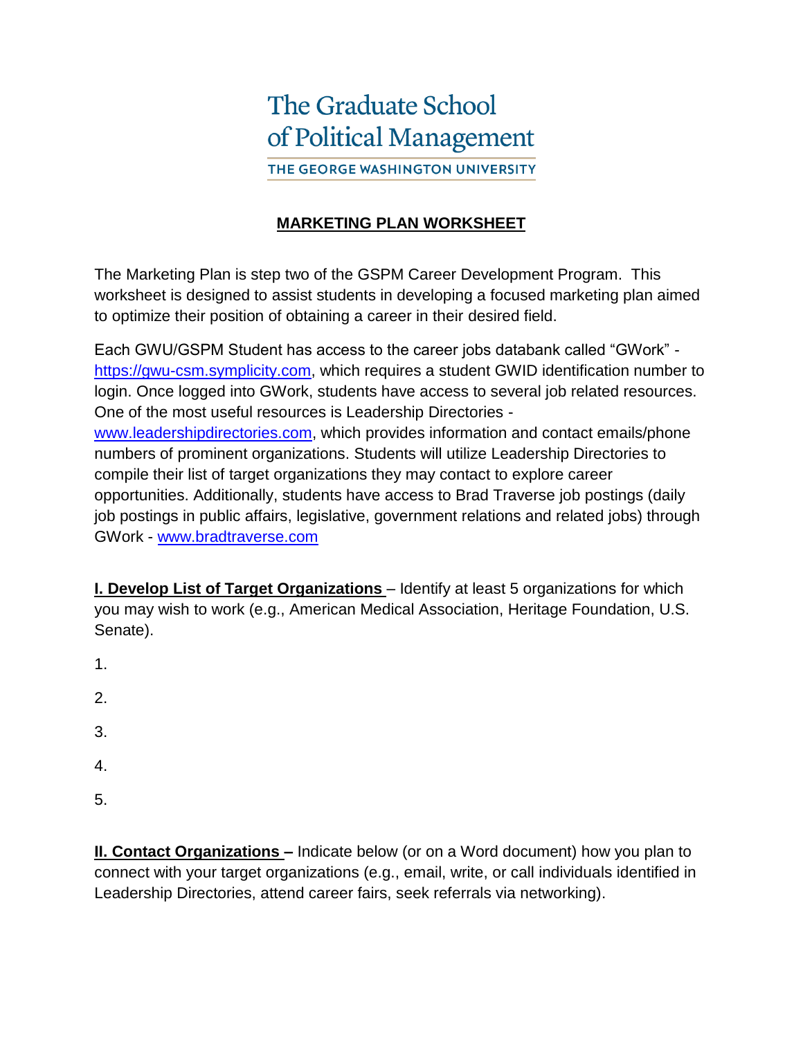The Graduate School of Political Management

THE GEORGE WASHINGTON UNIVERSITY

# MARKETING PLAN WORKSHEET

The Marketing Plan is step two of the GSPM Career Development Program. This worksheet is designed to assist students in developing a focused marketing plan aimed to optimize their position of obtaining a career in their desired field.

Each GWU/GSPM Student has access to the career jobs databank called "GWork" - https://gwu-csm.symplicity.com, which requires a student GWID identification number to login. Once logged into GWork, students have access to several job related resources. One of the most useful resources is Leadership Directories - www.leadershipdirectories.com, which provides information and contact emails/phone numbers of prominent organizations. Students will utilize Leadership Directories to compile their list of target organizations they may contact to explore career opportunities. Additionally, students have access to Brad Traverse job postings (daily job postings in public affairs, legislative, government relations and related jobs) through GWork - www.bradtraverse.com

**I. Develop List of Target Organizations** – Identify at least 5 organizations for which you may wish to work (e.g., American Medical Association, Heritage Foundation, U.S. Senate).

1.
2.
3.
4.
5.

**II. Contact Organizations** – Indicate below (or on a Word document) how you plan to connect with your target organizations (e.g., email, write, or call individuals identified in Leadership Directories, attend career fairs, seek referrals via networking).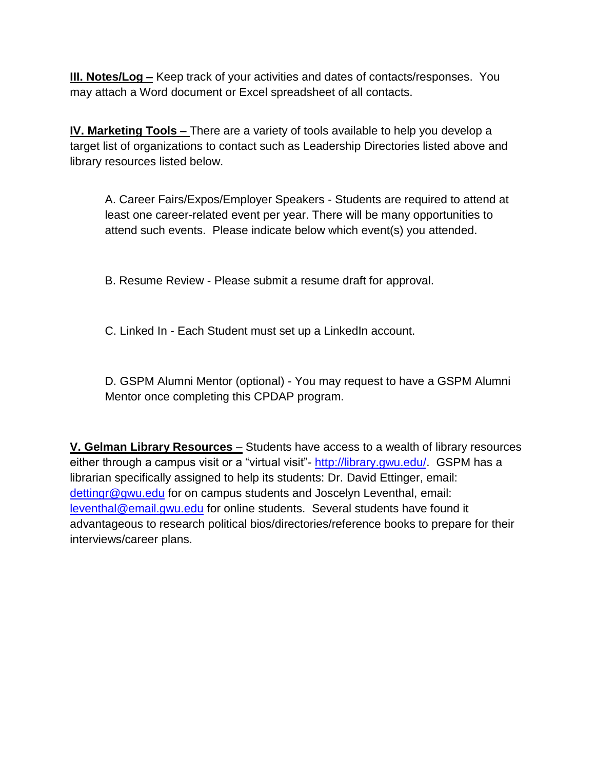**III. Notes/Log –** Keep track of your activities and dates of contacts/responses. You may attach a Word document or Excel spreadsheet of all contacts.

**IV. Marketing Tools –** There are a variety of tools available to help you develop a target list of organizations to contact such as Leadership Directories listed above and library resources listed below.

A. Career Fairs/Expos/Employer Speakers - Students are required to attend at least one career-related event per year. There will be many opportunities to attend such events. Please indicate below which event(s) you attended.

B. Resume Review - Please submit a resume draft for approval.

C. Linked In - Each Student must set up a LinkedIn account.

D. GSPM Alumni Mentor (optional) - You may request to have a GSPM Alumni Mentor once completing this CPDAP program.

**V. Gelman Library Resources** – Students have access to a wealth of library resources either through a campus visit or a "virtual visit"- http://library.gwu.edu/. GSPM has a librarian specifically assigned to help its students: Dr. David Ettinger, email: dettingr@gwu.edu for on campus students and Joscelyn Leventhal, email: leventhal@email.gwu.edu for online students. Several students have found it advantageous to research political bios/directories/reference books to prepare for their interviews/career plans.